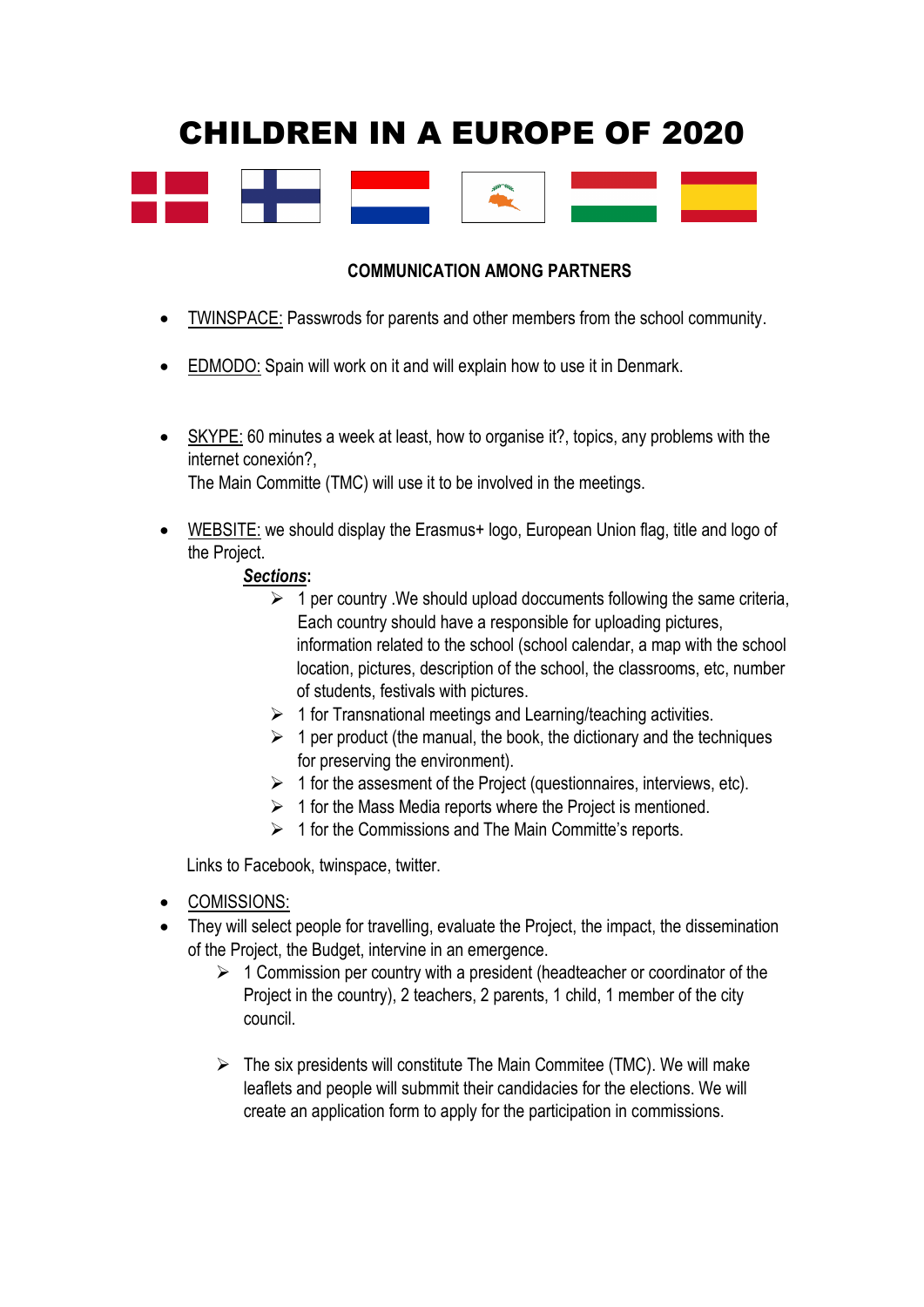# CHILDREN IN A EUROPE OF 2020

**COMMUNICATION AMONG PARTNERS**

- TWINSPACE: Passwrods for parents and other members from the school community.
- EDMODO: Spain will work on it and will explain how to use it in Denmark.
- SKYPE: 60 minutes a week at least, how to organise it?, topics, any problems with the internet conexión?,
  The Main Committe (TMC) will use it to be involved in the meetings.
- WEBSITE: we should display the Erasmus+ logo, European Union flag, title and logo of the Project.

  ***Sections*:**

  - 1 per country .We should upload doccuments following the same criteria, Each country should have a responsible for uploading pictures, information related to the school (school calendar, a map with the school location, pictures, description of the school, the classrooms, etc, number of students, festivals with pictures.
  - 1 for Transnational meetings and Learning/teaching activities.
  - 1 per product (the manual, the book, the dictionary and the techniques for preserving the environment).
  - 1 for the assesment of the Project (questionnaires, interviews, etc).
  - 1 for the Mass Media reports where the Project is mentioned.
  - 1 for the Commissions and The Main Committe's reports.

  Links to Facebook, twinspace, twitter.

- COMISSIONS:
- They will select people for travelling, evaluate the Project, the impact, the dissemination of the Project, the Budget, intervine in an emergence.
  - 1 Commission per country with a president (headteacher or coordinator of the Project in the country), 2 teachers, 2 parents, 1 child, 1 member of the city council.
  - The six presidents will constitute The Main Commitee (TMC). We will make leaflets and people will submmit their candidacies for the elections. We will create an application form to apply for the participation in commissions.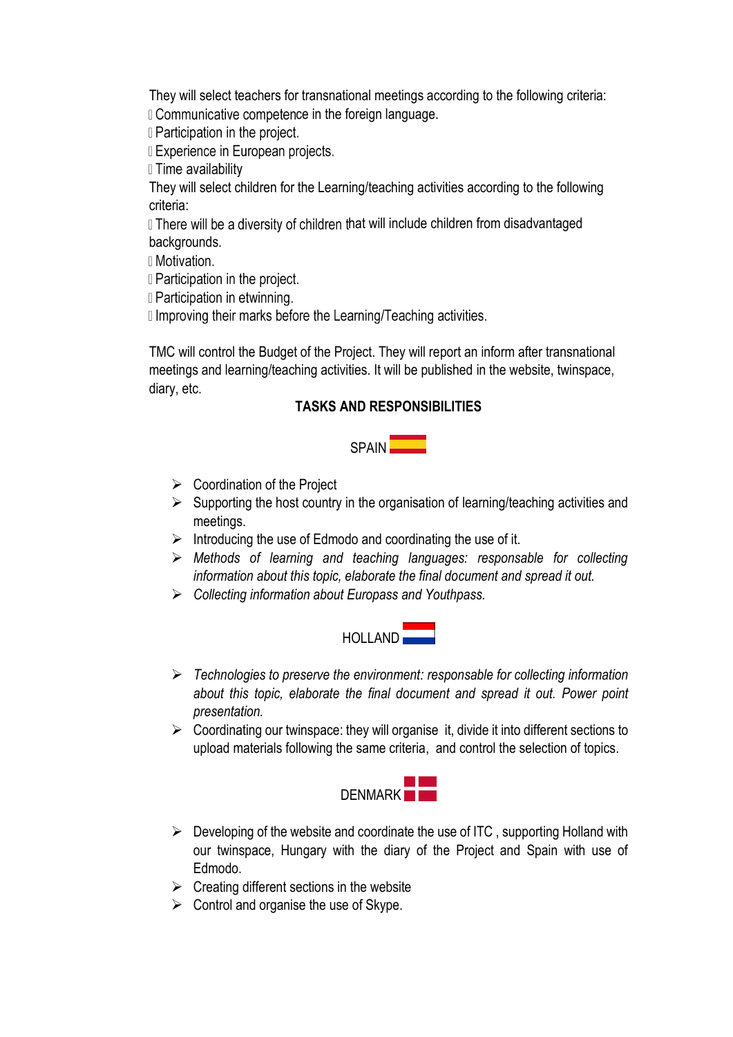They will select teachers for transnational meetings according to the following criteria:

- Communicative competence in the foreign language.
- Participation in the project.
- Experience in European projects.
- Time availability

They will select children for the Learning/teaching activities according to the following criteria:

- There will be a diversity of children that will include children from disadvantaged backgrounds.
- Motivation.
- Participation in the project.
- Participation in etwinning.
- Improving their marks before the Learning/Teaching activities.

TMC will control the Budget of the Project. They will report an inform after transnational meetings and learning/teaching activities. It will be published in the website, twinspace, diary, etc.

## TASKS AND RESPONSIBILITIES

### SPAIN

- Coordination of the Project
- Supporting the host country in the organisation of learning/teaching activities and meetings.
- Introducing the use of Edmodo and coordinating the use of it.
- *Methods of learning and teaching languages: responsable for collecting information about this topic, elaborate the final document and spread it out.*
- *Collecting information about Europass and Youthpass.*

### HOLLAND

- *Technologies to preserve the environment: responsable for collecting information about this topic, elaborate the final document and spread it out. Power point presentation.*
- Coordinating our twinspace: they will organise it, divide it into different sections to upload materials following the same criteria, and control the selection of topics.

### DENMARK

- Developing of the website and coordinate the use of ITC , supporting Holland with our twinspace, Hungary with the diary of the Project and Spain with use of Edmodo.
- Creating different sections in the website
- Control and organise the use of Skype.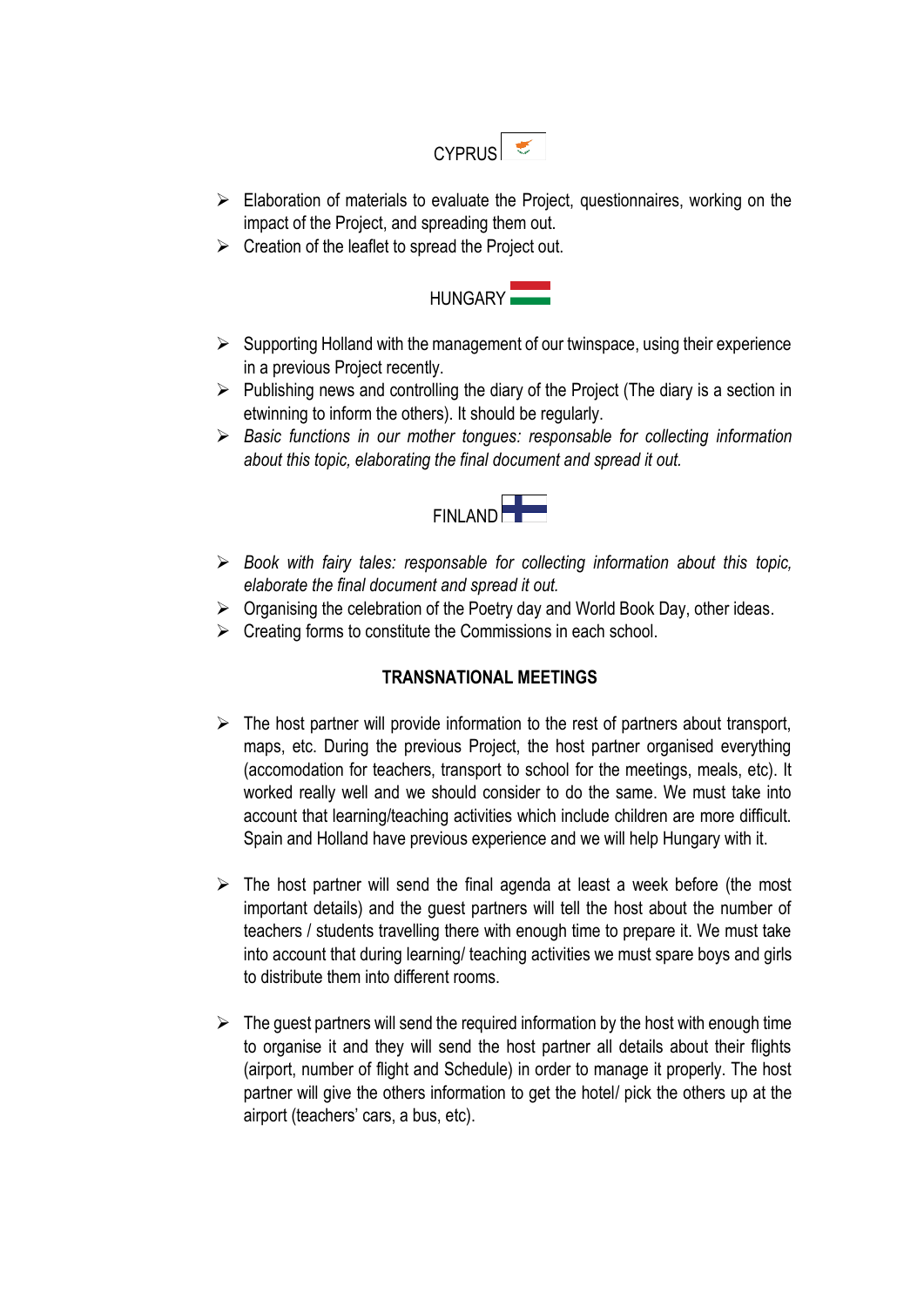CYPRUS

- Elaboration of materials to evaluate the Project, questionnaires, working on the impact of the Project, and spreading them out.
- Creation of the leaflet to spread the Project out.

HUNGARY

- Supporting Holland with the management of our twinspace, using their experience in a previous Project recently.
- Publishing news and controlling the diary of the Project (The diary is a section in etwinning to inform the others). It should be regularly.
- *Basic functions in our mother tongues: responsable for collecting information about this topic, elaborating the final document and spread it out.*

FINLAND

- *Book with fairy tales: responsable for collecting information about this topic, elaborate the final document and spread it out.*
- Organising the celebration of the Poetry day and World Book Day, other ideas.
- Creating forms to constitute the Commissions in each school.

**TRANSNATIONAL MEETINGS**

- The host partner will provide information to the rest of partners about transport, maps, etc. During the previous Project, the host partner organised everything (accomodation for teachers, transport to school for the meetings, meals, etc). It worked really well and we should consider to do the same. We must take into account that learning/teaching activities which include children are more difficult. Spain and Holland have previous experience and we will help Hungary with it.

- The host partner will send the final agenda at least a week before (the most important details) and the guest partners will tell the host about the number of teachers / students travelling there with enough time to prepare it. We must take into account that during learning/ teaching activities we must spare boys and girls to distribute them into different rooms.

- The guest partners will send the required information by the host with enough time to organise it and they will send the host partner all details about their flights (airport, number of flight and Schedule) in order to manage it properly. The host partner will give the others information to get the hotel/ pick the others up at the airport (teachers' cars, a bus, etc).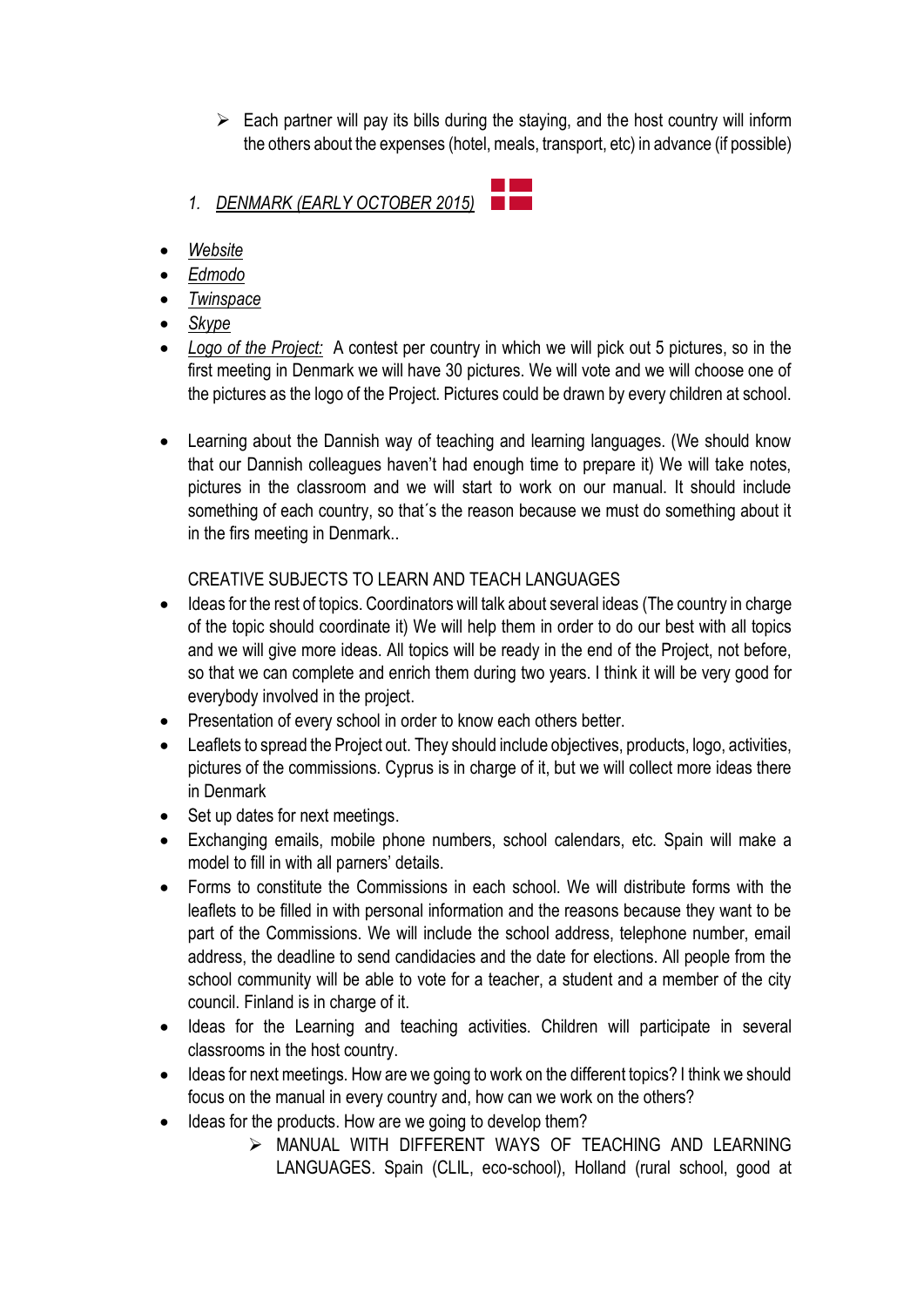- Each partner will pay its bills during the staying, and the host country will inform the others about the expenses (hotel, meals, transport, etc) in advance (if possible)

1. *DENMARK (EARLY OCTOBER 2015)*

- *Website*
- *Edmodo*
- *Twinspace*
- *Skype*
- *Logo of the Project:* A contest per country in which we will pick out 5 pictures, so in the first meeting in Denmark we will have 30 pictures. We will vote and we will choose one of the pictures as the logo of the Project. Pictures could be drawn by every children at school.

- Learning about the Dannish way of teaching and learning languages. (We should know that our Dannish colleagues haven't had enough time to prepare it) We will take notes, pictures in the classroom and we will start to work on our manual. It should include something of each country, so that´s the reason because we must do something about it in the firs meeting in Denmark..

  CREATIVE SUBJECTS TO LEARN AND TEACH LANGUAGES

- Ideas for the rest of topics. Coordinators will talk about several ideas (The country in charge of the topic should coordinate it) We will help them in order to do our best with all topics and we will give more ideas. All topics will be ready in the end of the Project, not before, so that we can complete and enrich them during two years. I think it will be very good for everybody involved in the project.
- Presentation of every school in order to know each others better.
- Leaflets to spread the Project out. They should include objectives, products, logo, activities, pictures of the commissions. Cyprus is in charge of it, but we will collect more ideas there in Denmark
- Set up dates for next meetings.
- Exchanging emails, mobile phone numbers, school calendars, etc. Spain will make a model to fill in with all parners' details.
- Forms to constitute the Commissions in each school. We will distribute forms with the leaflets to be filled in with personal information and the reasons because they want to be part of the Commissions. We will include the school address, telephone number, email address, the deadline to send candidacies and the date for elections. All people from the school community will be able to vote for a teacher, a student and a member of the city council. Finland is in charge of it.
- Ideas for the Learning and teaching activities. Children will participate in several classrooms in the host country.
- Ideas for next meetings. How are we going to work on the different topics? I think we should focus on the manual in every country and, how can we work on the others?
- Ideas for the products. How are we going to develop them?
  - MANUAL WITH DIFFERENT WAYS OF TEACHING AND LEARNING LANGUAGES. Spain (CLIL, eco-school), Holland (rural school, good at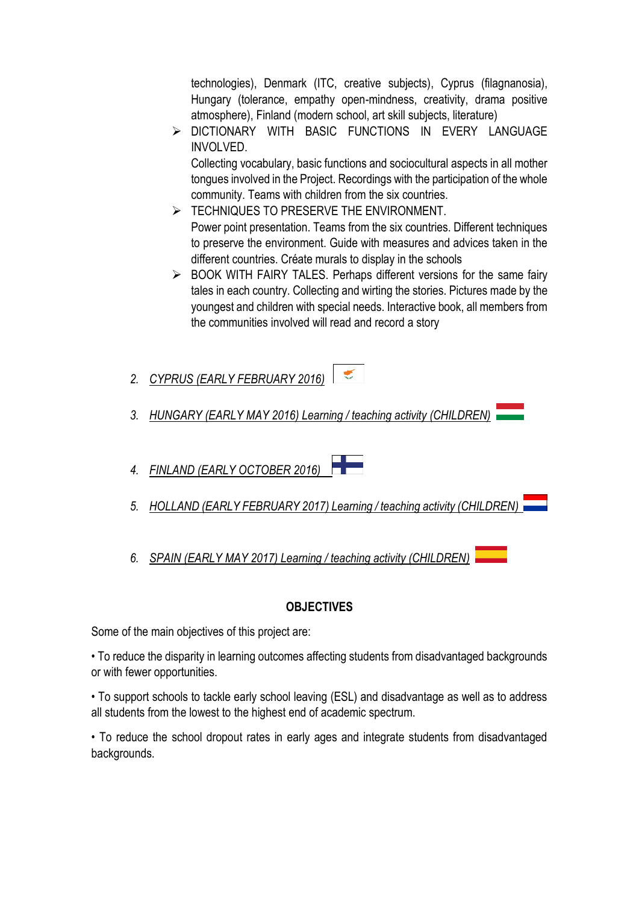technologies), Denmark (ITC, creative subjects), Cyprus (filagnanosia), Hungary (tolerance, empathy open-mindness, creativity, drama positive atmosphere), Finland (modern school, art skill subjects, literature)

- DICTIONARY WITH BASIC FUNCTIONS IN EVERY LANGUAGE INVOLVED.
  Collecting vocabulary, basic functions and sociocultural aspects in all mother tongues involved in the Project. Recordings with the participation of the whole community. Teams with children from the six countries.
- TECHNIQUES TO PRESERVE THE ENVIRONMENT.
  Power point presentation. Teams from the six countries. Different techniques to preserve the environment. Guide with measures and advices taken in the different countries. Créate murals to display in the schools
- BOOK WITH FAIRY TALES. Perhaps different versions for the same fairy tales in each country. Collecting and wirting the stories. Pictures made by the youngest and children with special needs. Interactive book, all members from the communities involved will read and record a story

2. *CYPRUS (EARLY FEBRUARY 2016)*
3. *HUNGARY (EARLY MAY 2016) Learning / teaching activity (CHILDREN)*
4. *FINLAND (EARLY OCTOBER 2016)*
5. *HOLLAND (EARLY FEBRUARY 2017) Learning / teaching activity (CHILDREN)*
6. *SPAIN (EARLY MAY 2017) Learning / teaching activity (CHILDREN)*

**OBJECTIVES**

Some of the main objectives of this project are:

• To reduce the disparity in learning outcomes affecting students from disadvantaged backgrounds or with fewer opportunities.

• To support schools to tackle early school leaving (ESL) and disadvantage as well as to address all students from the lowest to the highest end of academic spectrum.

• To reduce the school dropout rates in early ages and integrate students from disadvantaged backgrounds.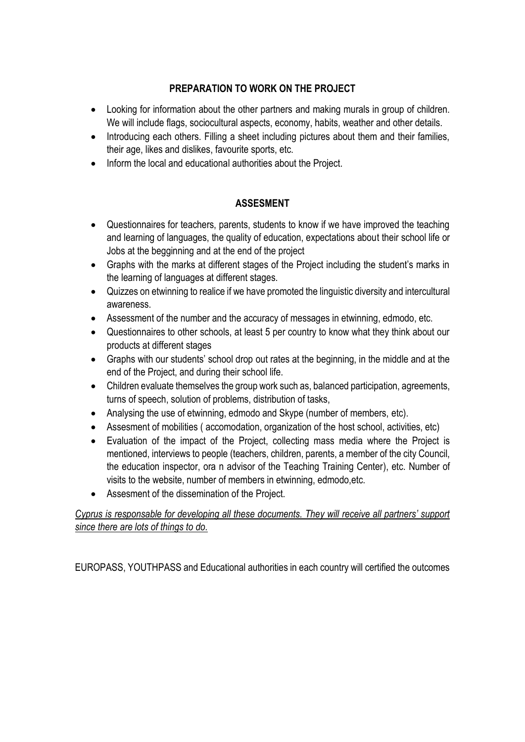## PREPARATION TO WORK ON THE PROJECT

- Looking for information about the other partners and making murals in group of children. We will include flags, sociocultural aspects, economy, habits, weather and other details.
- Introducing each others. Filling a sheet including pictures about them and their families, their age, likes and dislikes, favourite sports, etc.
- Inform the local and educational authorities about the Project.

## ASSESMENT

- Questionnaires for teachers, parents, students to know if we have improved the teaching and learning of languages, the quality of education, expectations about their school life or Jobs at the begginning and at the end of the project
- Graphs with the marks at different stages of the Project including the student's marks in the learning of languages at different stages.
- Quizzes on etwinning to realice if we have promoted the linguistic diversity and intercultural awareness.
- Assessment of the number and the accuracy of messages in etwinning, edmodo, etc.
- Questionnaires to other schools, at least 5 per country to know what they think about our products at different stages
- Graphs with our students' school drop out rates at the beginning, in the middle and at the end of the Project, and during their school life.
- Children evaluate themselves the group work such as, balanced participation, agreements, turns of speech, solution of problems, distribution of tasks,
- Analysing the use of etwinning, edmodo and Skype (number of members, etc).
- Assesment of mobilities ( accomodation, organization of the host school, activities, etc)
- Evaluation of the impact of the Project, collecting mass media where the Project is mentioned, interviews to people (teachers, children, parents, a member of the city Council, the education inspector, ora n advisor of the Teaching Training Center), etc. Number of visits to the website, number of members in etwinning, edmodo,etc.
- Assesment of the dissemination of the Project.

*Cyprus is responsable for developing all these documents. They will receive all partners' support since there are lots of things to do.*

EUROPASS, YOUTHPASS and Educational authorities in each country will certified the outcomes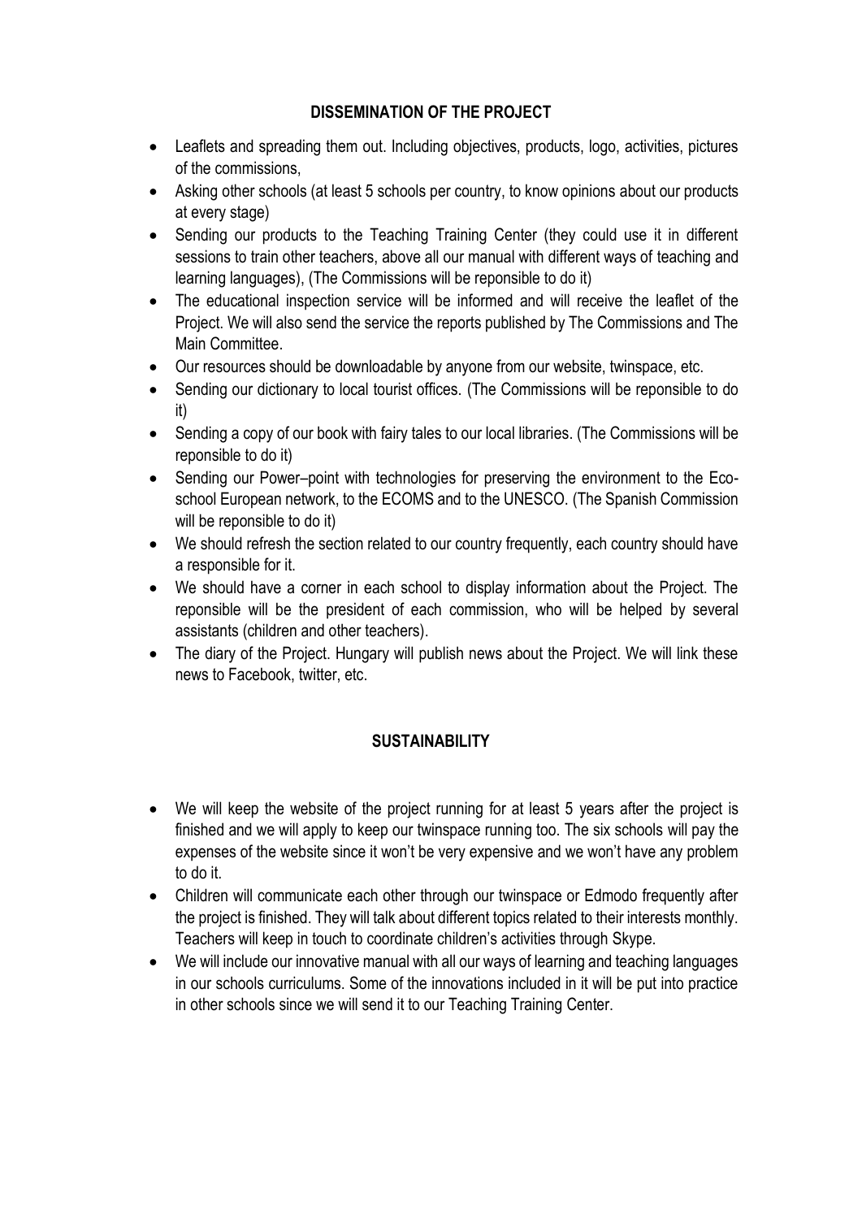## DISSEMINATION OF THE PROJECT

- Leaflets and spreading them out. Including objectives, products, logo, activities, pictures of the commissions,
- Asking other schools (at least 5 schools per country, to know opinions about our products at every stage)
- Sending our products to the Teaching Training Center (they could use it in different sessions to train other teachers, above all our manual with different ways of teaching and learning languages), (The Commissions will be reponsible to do it)
- The educational inspection service will be informed and will receive the leaflet of the Project. We will also send the service the reports published by The Commissions and The Main Committee.
- Our resources should be downloadable by anyone from our website, twinspace, etc.
- Sending our dictionary to local tourist offices. (The Commissions will be reponsible to do it)
- Sending a copy of our book with fairy tales to our local libraries. (The Commissions will be reponsible to do it)
- Sending our Power–point with technologies for preserving the environment to the Eco-school European network, to the ECOMS and to the UNESCO. (The Spanish Commission will be reponsible to do it)
- We should refresh the section related to our country frequently, each country should have a responsible for it.
- We should have a corner in each school to display information about the Project. The reponsible will be the president of each commission, who will be helped by several assistants (children and other teachers).
- The diary of the Project. Hungary will publish news about the Project. We will link these news to Facebook, twitter, etc.

## SUSTAINABILITY

- We will keep the website of the project running for at least 5 years after the project is finished and we will apply to keep our twinspace running too. The six schools will pay the expenses of the website since it won't be very expensive and we won't have any problem to do it.
- Children will communicate each other through our twinspace or Edmodo frequently after the project is finished. They will talk about different topics related to their interests monthly. Teachers will keep in touch to coordinate children's activities through Skype.
- We will include our innovative manual with all our ways of learning and teaching languages in our schools curriculums. Some of the innovations included in it will be put into practice in other schools since we will send it to our Teaching Training Center.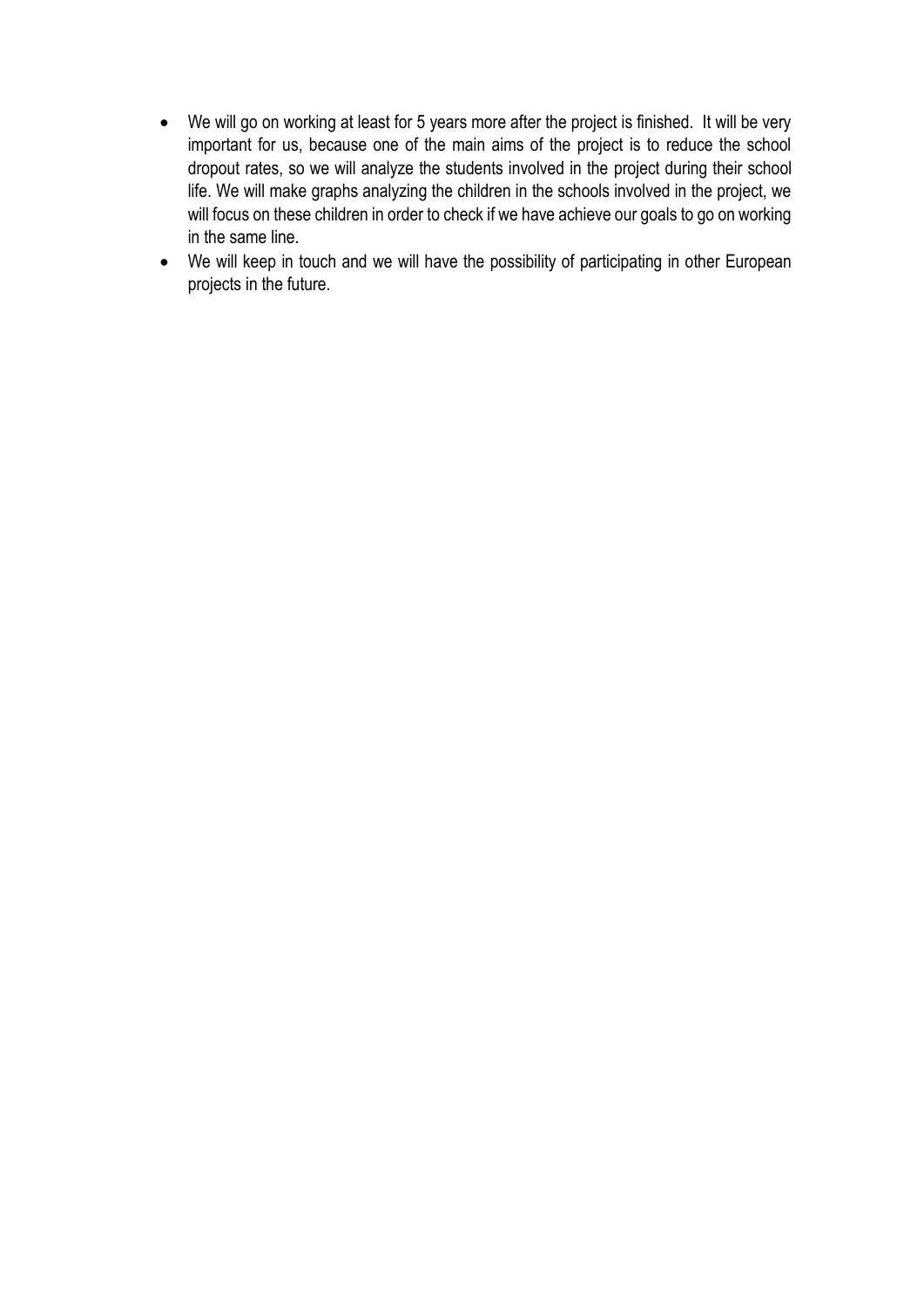- We will go on working at least for 5 years more after the project is finished. It will be very important for us, because one of the main aims of the project is to reduce the school dropout rates, so we will analyze the students involved in the project during their school life. We will make graphs analyzing the children in the schools involved in the project, we will focus on these children in order to check if we have achieve our goals to go on working in the same line.
- We will keep in touch and we will have the possibility of participating in other European projects in the future.